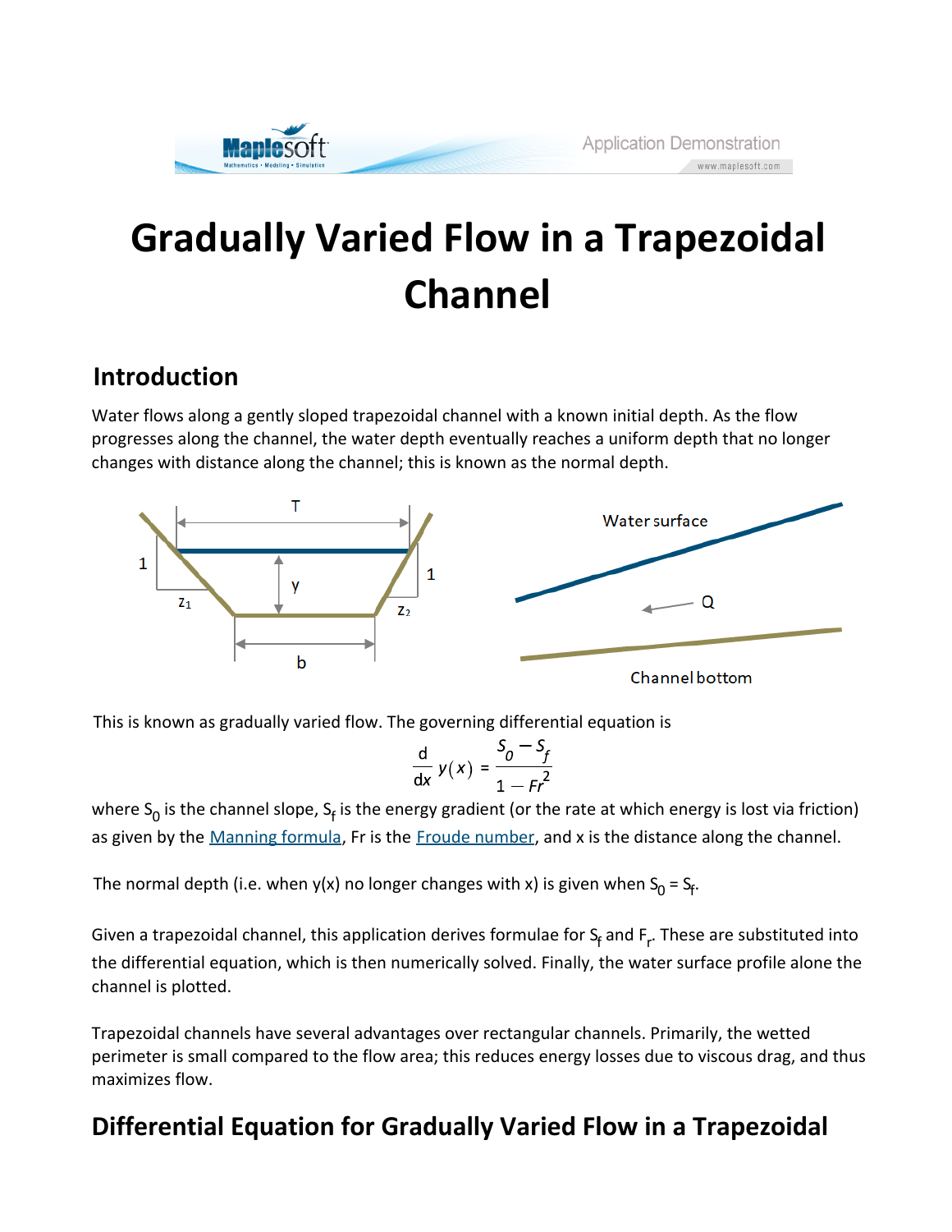# Gradually Varied Flow in a Trapezoidal Channel

## Introduction

Water flows along a gently sloped trapezoidal channel with a known initial depth. As the flow progresses along the channel, the water depth eventually reaches a uniform depth that no longer changes with distance along the channel; this is known as the normal depth.

This is known as gradually varied flow. The governing differential equation is

$$\frac{d}{dx} y(x) = \frac{S_0 - S_f}{1 - Fr^2}$$

where $S_0$ is the channel slope, $S_f$ is the energy gradient (or the rate at which energy is lost via friction) as given by the Manning formula, Fr is the Froude number, and x is the distance along the channel.

The normal depth (i.e. when y(x) no longer changes with x) is given when $S_0 = S_f$.

Given a trapezoidal channel, this application derives formulae for $S_f$ and $F_r$. These are substituted into the differential equation, which is then numerically solved. Finally, the water surface profile alone the channel is plotted.

Trapezoidal channels have several advantages over rectangular channels. Primarily, the wetted perimeter is small compared to the flow area; this reduces energy losses due to viscous drag, and thus maximizes flow.

## Differential Equation for Gradually Varied Flow in a Trapezoidal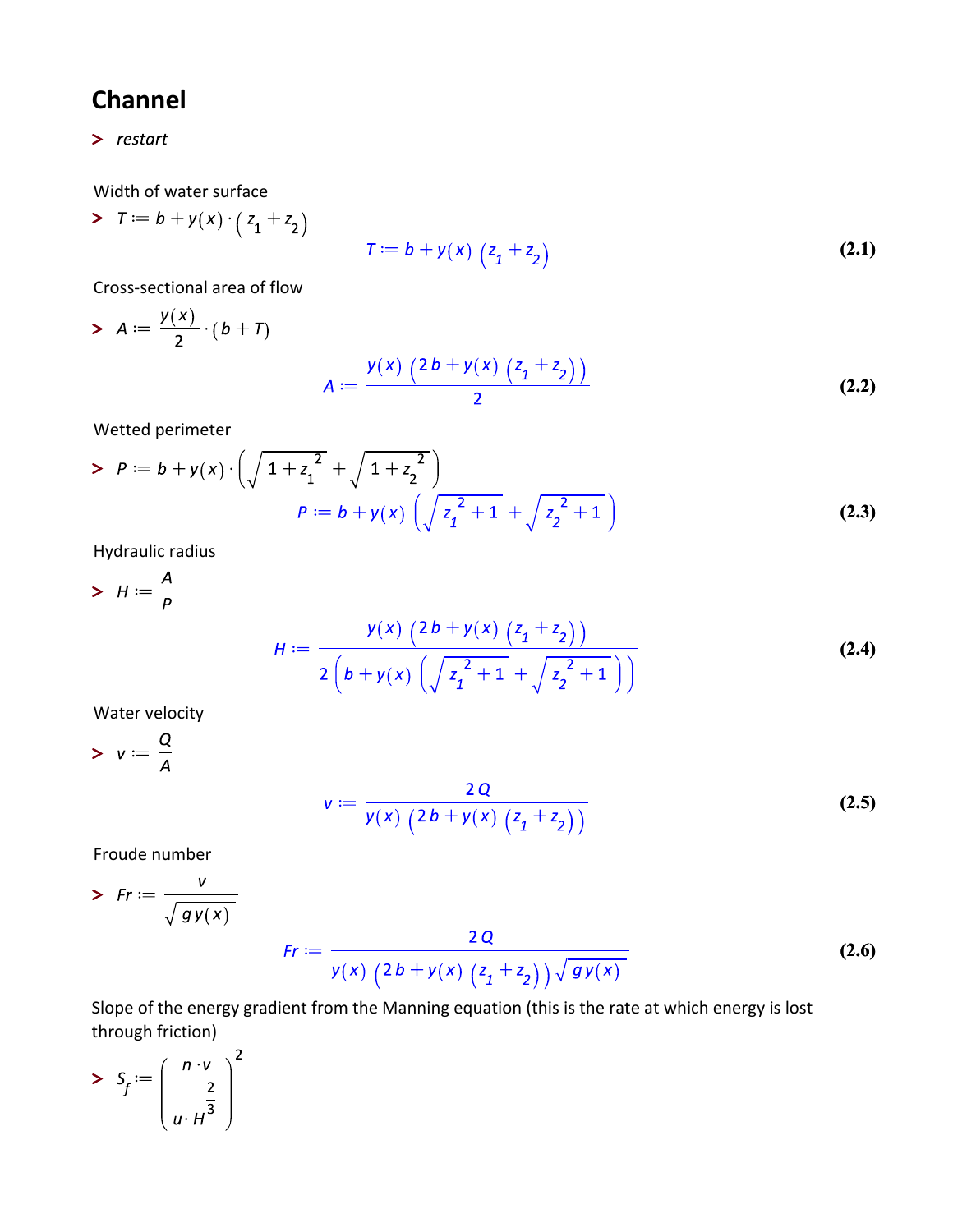# Channel

```
> restart
```

Width of water surface

$$> T := b + y(x) \cdot (z_1 + z_2)$$

$$T := b + y(x)\,(z_1 + z_2) \tag{2.1}$$

Cross-sectional area of flow

$$> A := \frac{y(x)}{2} \cdot (b + T)$$

$$A := \frac{y(x)\,\left(2\,b + y(x)\,(z_1 + z_2)\right)}{2} \tag{2.2}$$

Wetted perimeter

$$> P := b + y(x) \cdot \left(\sqrt{1 + z_1^{\,2}} + \sqrt{1 + z_2^{\,2}}\right)$$

$$P := b + y(x)\left(\sqrt{z_1^{\,2} + 1} + \sqrt{z_2^{\,2} + 1}\right) \tag{2.3}$$

Hydraulic radius

$$> H := \frac{A}{P}$$

$$H := \frac{y(x)\,\left(2\,b + y(x)\,(z_1 + z_2)\right)}{2\left(b + y(x)\left(\sqrt{z_1^{\,2} + 1} + \sqrt{z_2^{\,2} + 1}\right)\right)} \tag{2.4}$$

Water velocity

$$> v := \frac{Q}{A}$$

$$v := \frac{2\,Q}{y(x)\,\left(2\,b + y(x)\,(z_1 + z_2)\right)} \tag{2.5}$$

Froude number

$$> Fr := \frac{v}{\sqrt{g\,y(x)}}$$

$$Fr := \frac{2\,Q}{y(x)\,\left(2\,b + y(x)\,(z_1 + z_2)\right)\sqrt{g\,y(x)}} \tag{2.6}$$

Slope of the energy gradient from the Manning equation (this is the rate at which energy is lost through friction)

$$> S_f := \left(\frac{n \cdot v}{u \cdot H^{\frac{2}{3}}}\right)^2$$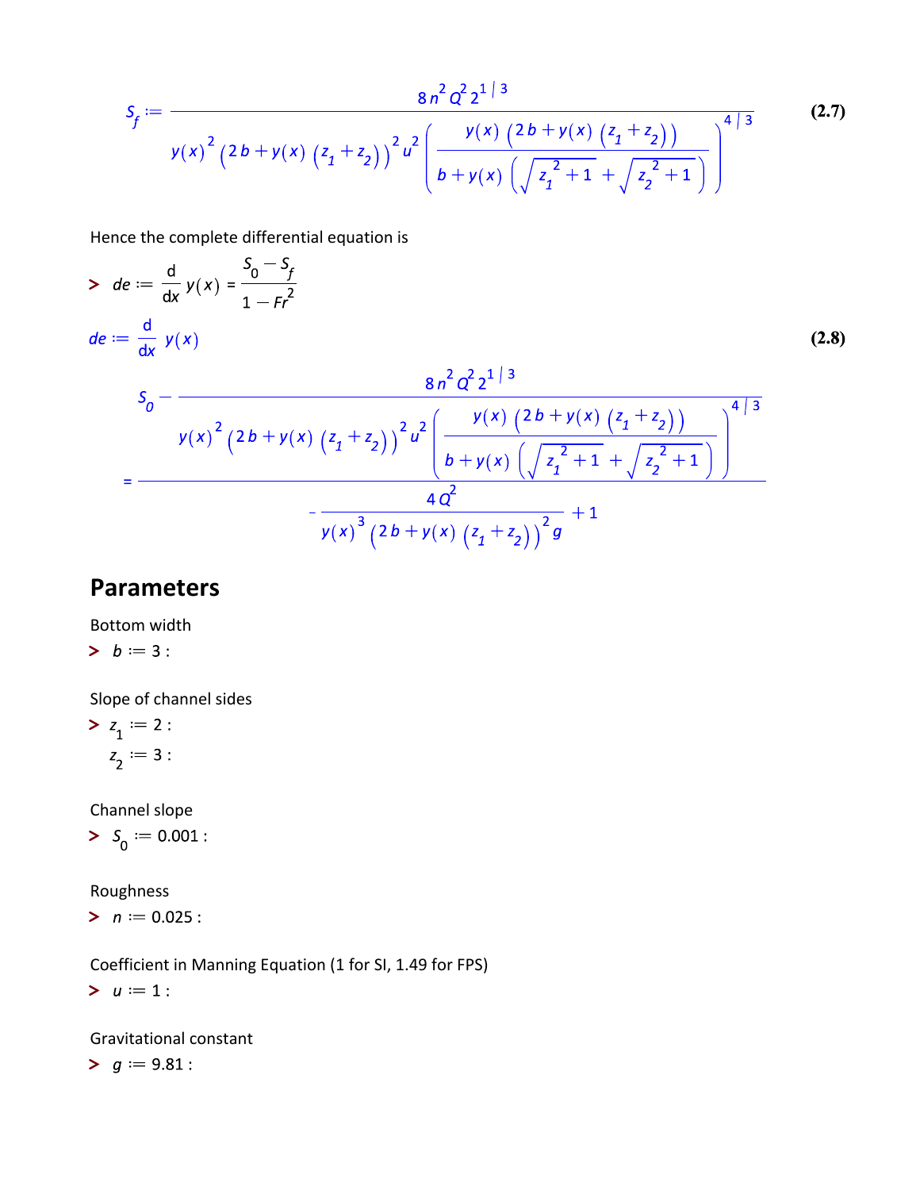$$S_f := \frac{8 n^2 Q^2 2^{1/3}}{y(x)^2 \left(2b + y(x)\left(z_1 + z_2\right)\right)^2 u^2 \left(\frac{y(x)\left(2b + y(x)\left(z_1 + z_2\right)\right)}{b + y(x)\left(\sqrt{z_1^2 + 1} + \sqrt{z_2^2 + 1}\right)}\right)^{4/3}} \tag{2.7}$$

Hence the complete differential equation is

$$> \; de := \frac{d}{dx} y(x) = \frac{S_0 - S_f}{1 - Fr^2}$$

$$de := \frac{d}{dx} y(x) = \frac{S_0 - \frac{8 n^2 Q^2 2^{1/3}}{y(x)^2 \left(2b + y(x)\left(z_1 + z_2\right)\right)^2 u^2 \left(\frac{y(x)\left(2b + y(x)\left(z_1 + z_2\right)\right)}{b + y(x)\left(\sqrt{z_1^2 + 1} + \sqrt{z_2^2 + 1}\right)}\right)^{4/3}}}{-\frac{4 Q^2}{y(x)^3 \left(2b + y(x)\left(z_1 + z_2\right)\right)^2 g} + 1} \tag{2.8}$$

## Parameters

Bottom width

$> \; b := 3 :$

Slope of channel sides

$> \; z_1 := 2 :$

$z_2 := 3 :$

Channel slope

$> \; S_0 := 0.001 :$

Roughness

$> \; n := 0.025 :$

Coefficient in Manning Equation (1 for SI, 1.49 for FPS)

$> \; u := 1 :$

Gravitational constant

$> \; g := 9.81 :$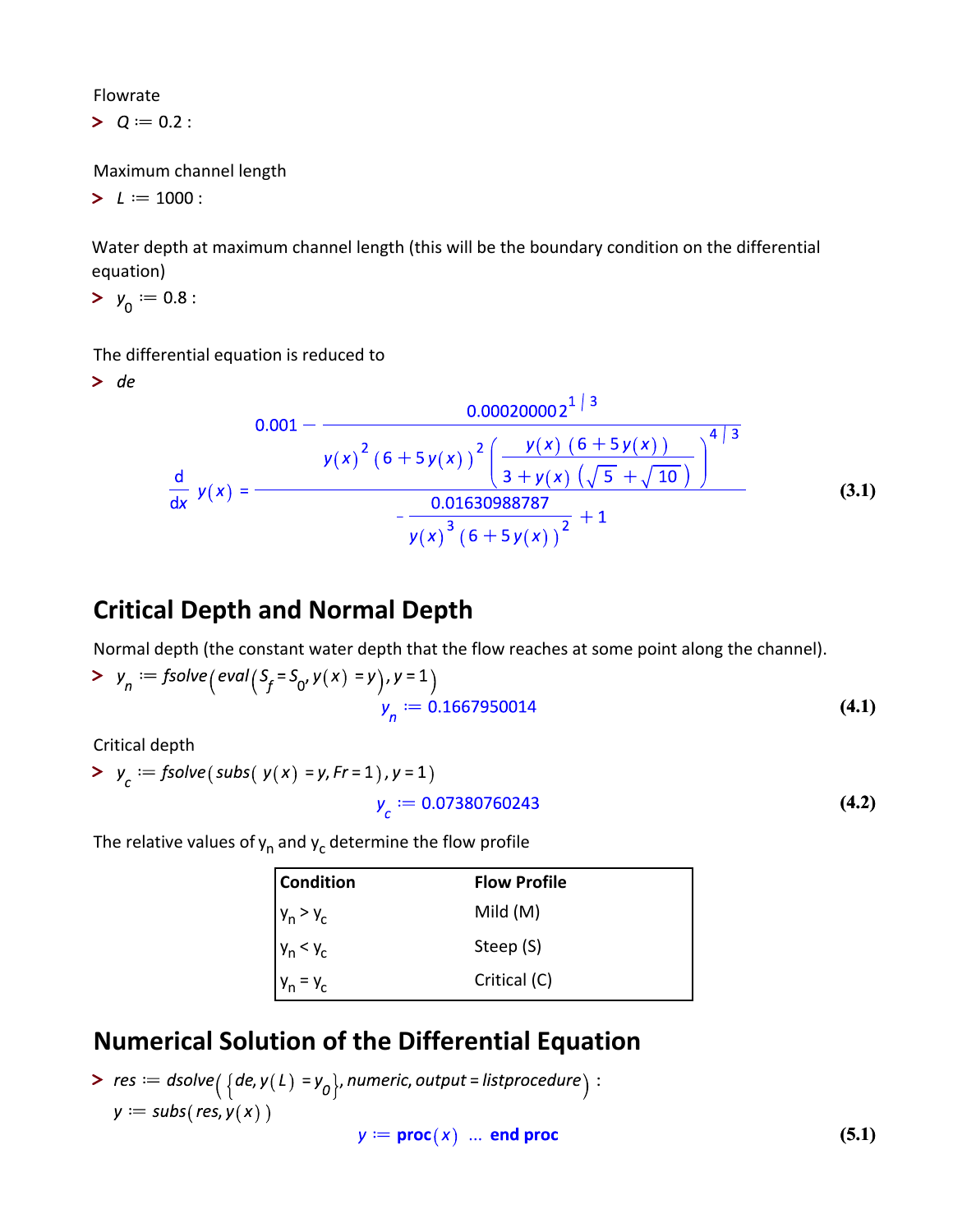Flowrate

```
> Q := 0.2 :
```

Maximum channel length

```
> L := 1000 :
```

Water depth at maximum channel length (this will be the boundary condition on the differential equation)

```
> y_0 := 0.8 :
```

The differential equation is reduced to

```
> de
```

$$\frac{d}{dx} y(x) = \frac{0.001 - \frac{0.000200002^{1/3}}{y(x)^2 \left(6 + 5\, y(x)\right)^2 \left(\frac{y(x)\left(6 + 5\, y(x)\right)}{3 + y(x)\left(\sqrt{5} + \sqrt{10}\right)}\right)^{4/3}}}{-\frac{0.01630988787}{y(x)^3 \left(6 + 5\, y(x)\right)^2} + 1} \tag{3.1}$$

## Critical Depth and Normal Depth

Normal depth (the constant water depth that the flow reaches at some point along the channel).

```
> y_n := fsolve(eval(S_f = S_0, y(x) = y), y = 1)
```

$$y_n := 0.1667950014 \tag{4.1}$$

Critical depth

```
> y_c := fsolve(subs(y(x) = y, Fr = 1), y = 1)
```

$$y_c := 0.07380760243 \tag{4.2}$$

The relative values of $y_n$ and $y_c$ determine the flow profile

| Condition | Flow Profile |
|---|---|
| $y_n > y_c$ | Mild (M) |
| $y_n < y_c$ | Steep (S) |
| $y_n = y_c$ | Critical (C) |

## Numerical Solution of the Differential Equation

```
> res := dsolve({de, y(L) = y_0}, numeric, output = listprocedure) :
  y := subs(res, y(x))
```

$$y := \textbf{proc}(x) \;\ldots\; \textbf{end proc} \tag{5.1}$$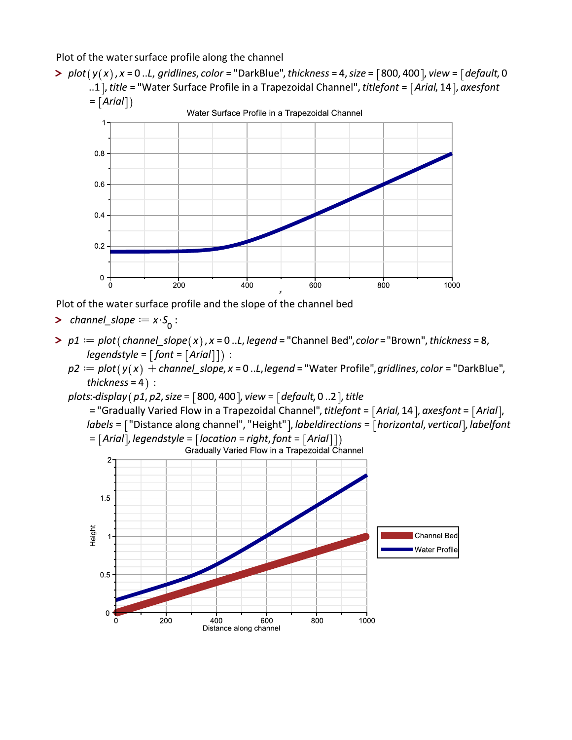Plot of the water surface profile along the channel

```
> plot(y(x), x = 0 ..L, gridlines, color = "DarkBlue", thickness = 4, size = [800, 400], view = [default, 0 ..1], title = "Water Surface Profile in a Trapezoidal Channel", titlefont = [Arial, 14], axesfont = [Arial])
```

Water Surface Profile in a Trapezoidal Channel

1
0.8
0.6
0.4
0.2
0
0
200
400
600
800
1000
x

Plot of the water surface profile and the slope of the channel bed

```
> channel_slope := x·S_0 :
```

```
> p1 := plot(channel_slope(x), x = 0 ..L, legend = "Channel Bed", color = "Brown", thickness = 8, legendstyle = [font = [Arial]]) :
  p2 := plot(y(x) + channel_slope, x = 0 ..L, legend = "Water Profile", gridlines, color = "DarkBlue", thickness = 4) :
  plots:-display(p1, p2, size = [800, 400], view = [default, 0 ..2], title = "Gradually Varied Flow in a Trapezoidal Channel", titlefont = [Arial, 14], axesfont = [Arial], labels = ["Distance along channel", "Height"], labeldirections = [horizontal, vertical], labelfont = [Arial], legendstyle = [location = right, font = [Arial]])
```

Gradually Varied Flow in a Trapezoidal Channel

Height
2
1.5
1
0.5
0
0
200
400
600
800
1000
Distance along channel

Channel Bed
Water Profile